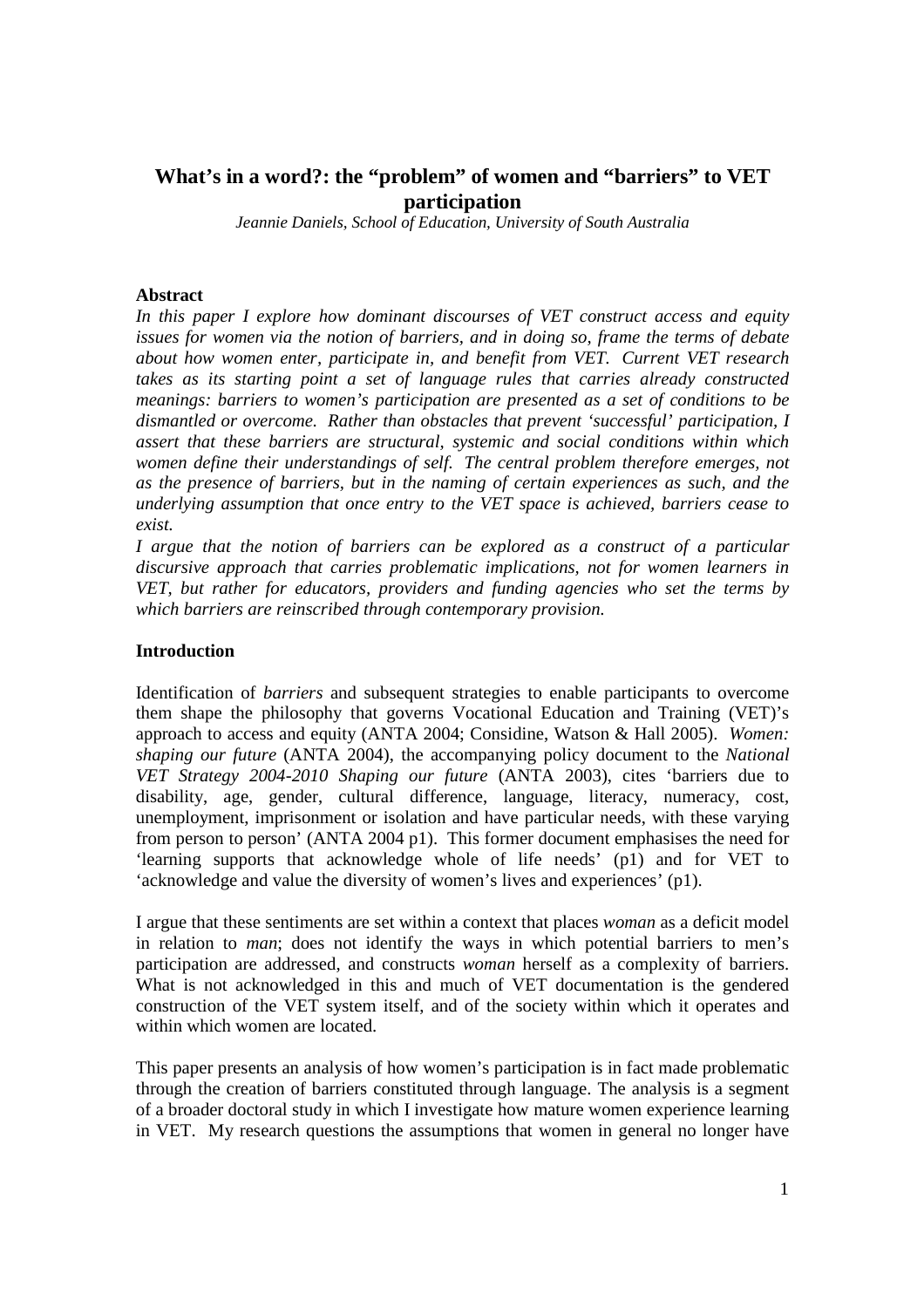# What's in a word?: the "problem" of women and "barriers" to VET participation

*Jeannie Daniels, School of Education, University of South Australia*

## Abstract

*In this paper I explore how dominant discourses of VET construct access and equity issues for women via the notion of barriers, and in doing so, frame the terms of debate about how women enter, participate in, and benefit from VET. Current VET research takes as its starting point a set of language rules that carries already constructed meanings: barriers to women's participation are presented as a set of conditions to be dismantled or overcome. Rather than obstacles that prevent 'successful' participation, I assert that these barriers are structural, systemic and social conditions within which women define their understandings of self. The central problem therefore emerges, not as the presence of barriers, but in the naming of certain experiences as such, and the underlying assumption that once entry to the VET space is achieved, barriers cease to exist.*

*I argue that the notion of barriers can be explored as a construct of a particular discursive approach that carries problematic implications, not for women learners in VET, but rather for educators, providers and funding agencies who set the terms by which barriers are reinscribed through contemporary provision.*

## Introduction

Identification of *barriers* and subsequent strategies to enable participants to overcome them shape the philosophy that governs Vocational Education and Training (VET)'s approach to access and equity (ANTA 2004; Considine, Watson & Hall 2005). *Women: shaping our future* (ANTA 2004), the accompanying policy document to the *National VET Strategy 2004-2010 Shaping our future* (ANTA 2003), cites 'barriers due to disability, age, gender, cultural difference, language, literacy, numeracy, cost, unemployment, imprisonment or isolation and have particular needs, with these varying from person to person' (ANTA 2004 p1). This former document emphasises the need for 'learning supports that acknowledge whole of life needs' (p1) and for VET to 'acknowledge and value the diversity of women's lives and experiences' (p1).

I argue that these sentiments are set within a context that places *woman* as a deficit model in relation to *man*; does not identify the ways in which potential barriers to men's participation are addressed, and constructs *woman* herself as a complexity of barriers. What is not acknowledged in this and much of VET documentation is the gendered construction of the VET system itself, and of the society within which it operates and within which women are located.

This paper presents an analysis of how women's participation is in fact made problematic through the creation of barriers constituted through language. The analysis is a segment of a broader doctoral study in which I investigate how mature women experience learning in VET. My research questions the assumptions that women in general no longer have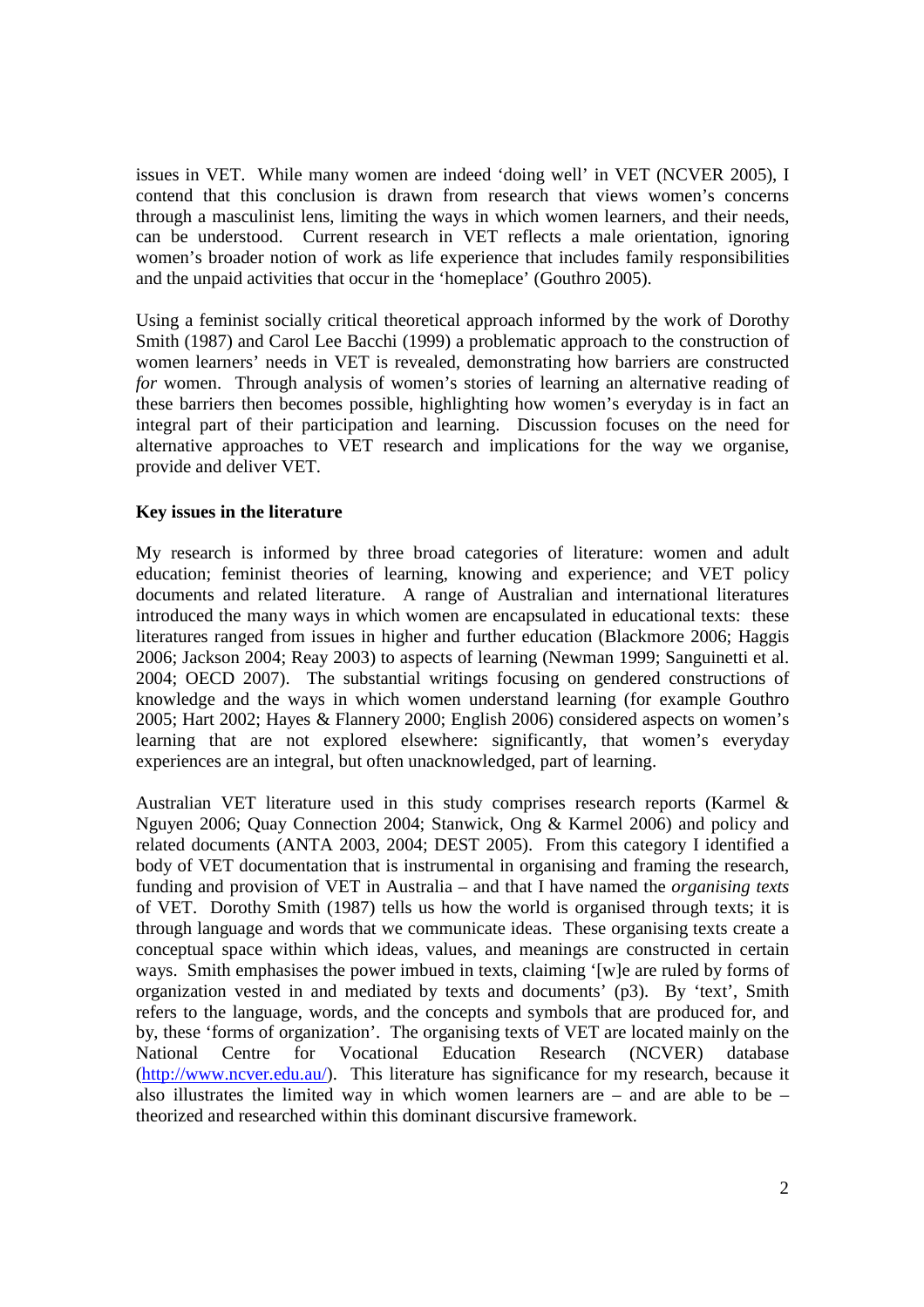issues in VET. While many women are indeed 'doing well' in VET (NCVER 2005), I contend that this conclusion is drawn from research that views women's concerns through a masculinist lens, limiting the ways in which women learners, and their needs, can be understood. Current research in VET reflects a male orientation, ignoring women's broader notion of work as life experience that includes family responsibilities and the unpaid activities that occur in the 'homeplace' (Gouthro 2005).

Using a feminist socially critical theoretical approach informed by the work of Dorothy Smith (1987) and Carol Lee Bacchi (1999) a problematic approach to the construction of women learners' needs in VET is revealed, demonstrating how barriers are constructed *for* women. Through analysis of women's stories of learning an alternative reading of these barriers then becomes possible, highlighting how women's everyday is in fact an integral part of their participation and learning. Discussion focuses on the need for alternative approaches to VET research and implications for the way we organise, provide and deliver VET.

**Key issues in the literature**

My research is informed by three broad categories of literature: women and adult education; feminist theories of learning, knowing and experience; and VET policy documents and related literature. A range of Australian and international literatures introduced the many ways in which women are encapsulated in educational texts: these literatures ranged from issues in higher and further education (Blackmore 2006; Haggis 2006; Jackson 2004; Reay 2003) to aspects of learning (Newman 1999; Sanguinetti et al. 2004; OECD 2007). The substantial writings focusing on gendered constructions of knowledge and the ways in which women understand learning (for example Gouthro 2005; Hart 2002; Hayes & Flannery 2000; English 2006) considered aspects on women's learning that are not explored elsewhere: significantly, that women's everyday experiences are an integral, but often unacknowledged, part of learning.

Australian VET literature used in this study comprises research reports (Karmel & Nguyen 2006; Quay Connection 2004; Stanwick, Ong & Karmel 2006) and policy and related documents (ANTA 2003, 2004; DEST 2005). From this category I identified a body of VET documentation that is instrumental in organising and framing the research, funding and provision of VET in Australia – and that I have named the *organising texts* of VET. Dorothy Smith (1987) tells us how the world is organised through texts; it is through language and words that we communicate ideas. These organising texts create a conceptual space within which ideas, values, and meanings are constructed in certain ways. Smith emphasises the power imbued in texts, claiming '[w]e are ruled by forms of organization vested in and mediated by texts and documents' (p3). By 'text', Smith refers to the language, words, and the concepts and symbols that are produced for, and by, these 'forms of organization'. The organising texts of VET are located mainly on the National Centre for Vocational Education Research (NCVER) database (http://www.ncver.edu.au/). This literature has significance for my research, because it also illustrates the limited way in which women learners are – and are able to be – theorized and researched within this dominant discursive framework.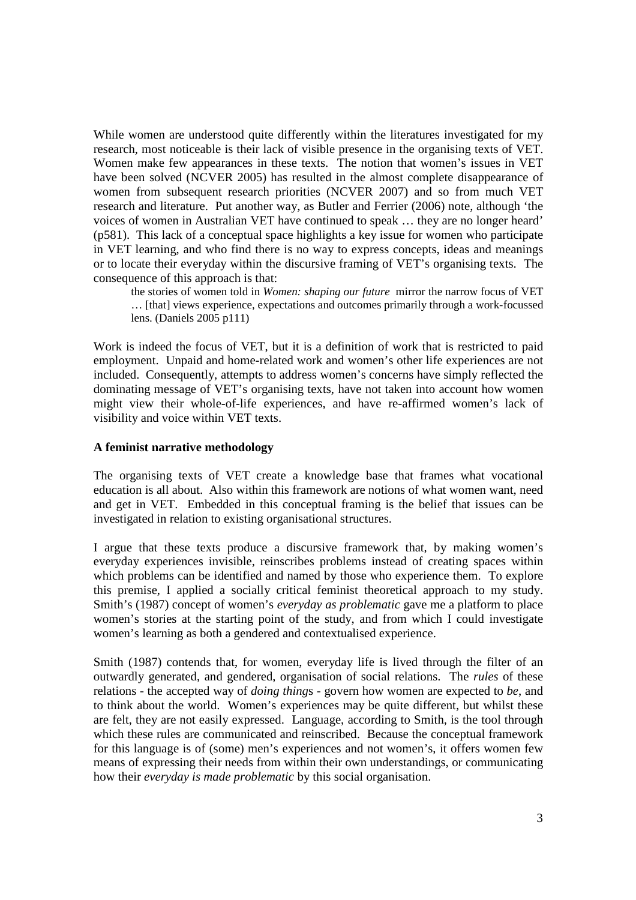While women are understood quite differently within the literatures investigated for my research, most noticeable is their lack of visible presence in the organising texts of VET. Women make few appearances in these texts. The notion that women's issues in VET have been solved (NCVER 2005) has resulted in the almost complete disappearance of women from subsequent research priorities (NCVER 2007) and so from much VET research and literature. Put another way, as Butler and Ferrier (2006) note, although 'the voices of women in Australian VET have continued to speak … they are no longer heard' (p581). This lack of a conceptual space highlights a key issue for women who participate in VET learning, and who find there is no way to express concepts, ideas and meanings or to locate their everyday within the discursive framing of VET's organising texts. The consequence of this approach is that:

> the stories of women told in *Women: shaping our future* mirror the narrow focus of VET … [that] views experience, expectations and outcomes primarily through a work-focussed lens. (Daniels 2005 p111)

Work is indeed the focus of VET, but it is a definition of work that is restricted to paid employment. Unpaid and home-related work and women's other life experiences are not included. Consequently, attempts to address women's concerns have simply reflected the dominating message of VET's organising texts, have not taken into account how women might view their whole-of-life experiences, and have re-affirmed women's lack of visibility and voice within VET texts.

**A feminist narrative methodology**

The organising texts of VET create a knowledge base that frames what vocational education is all about. Also within this framework are notions of what women want, need and get in VET. Embedded in this conceptual framing is the belief that issues can be investigated in relation to existing organisational structures.

I argue that these texts produce a discursive framework that, by making women's everyday experiences invisible, reinscribes problems instead of creating spaces within which problems can be identified and named by those who experience them. To explore this premise, I applied a socially critical feminist theoretical approach to my study. Smith's (1987) concept of women's *everyday as problematic* gave me a platform to place women's stories at the starting point of the study, and from which I could investigate women's learning as both a gendered and contextualised experience.

Smith (1987) contends that, for women, everyday life is lived through the filter of an outwardly generated, and gendered, organisation of social relations. The *rules* of these relations - the accepted way of *doing things* - govern how women are expected to *be*, and to think about the world. Women's experiences may be quite different, but whilst these are felt, they are not easily expressed. Language, according to Smith, is the tool through which these rules are communicated and reinscribed. Because the conceptual framework for this language is of (some) men's experiences and not women's, it offers women few means of expressing their needs from within their own understandings, or communicating how their *everyday is made problematic* by this social organisation.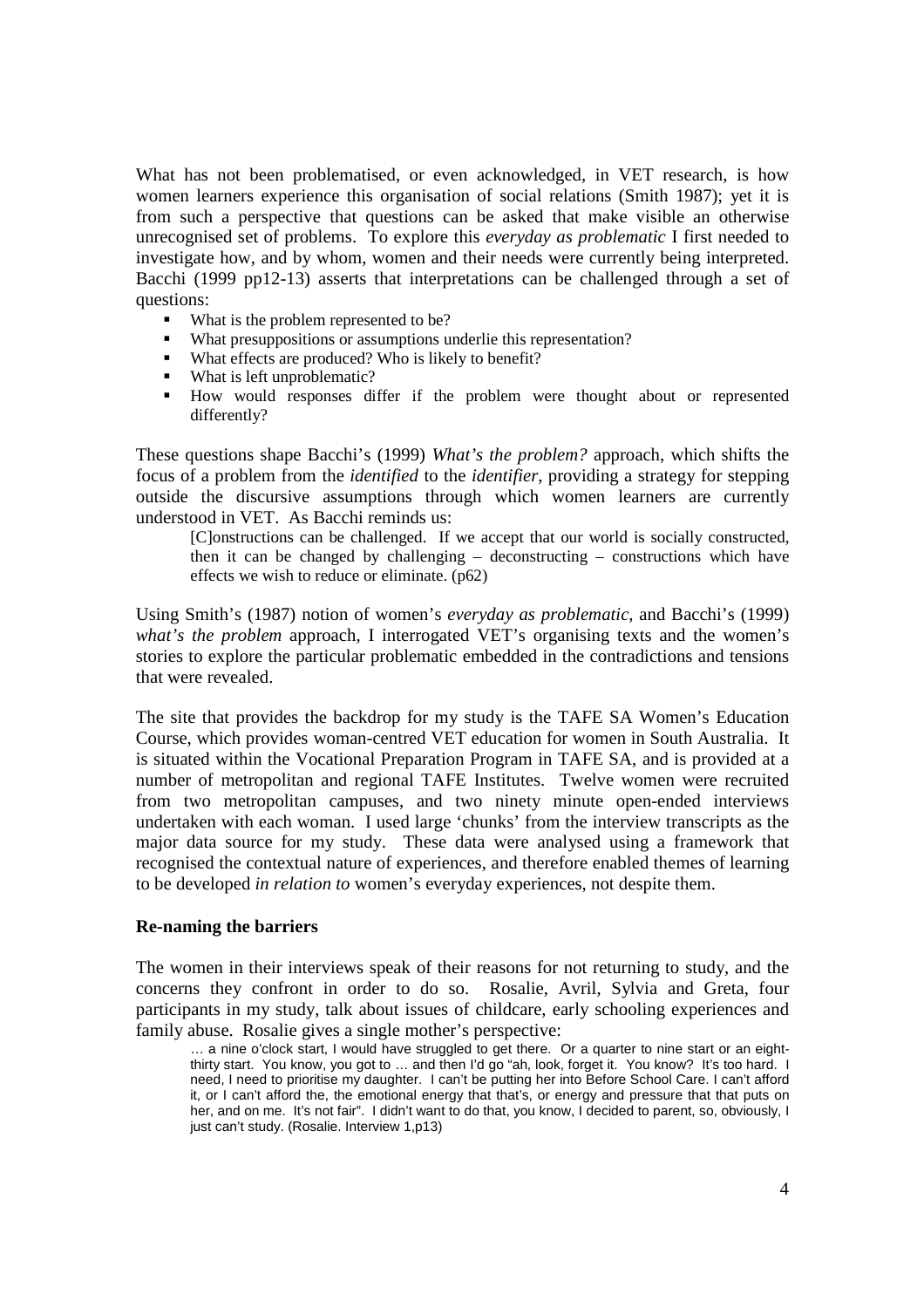What has not been problematised, or even acknowledged, in VET research, is how women learners experience this organisation of social relations (Smith 1987); yet it is from such a perspective that questions can be asked that make visible an otherwise unrecognised set of problems. To explore this *everyday as problematic* I first needed to investigate how, and by whom, women and their needs were currently being interpreted. Bacchi (1999 pp12-13) asserts that interpretations can be challenged through a set of questions:

- What is the problem represented to be?
- What presuppositions or assumptions underlie this representation?
- What effects are produced? Who is likely to benefit?
- What is left unproblematic?
- How would responses differ if the problem were thought about or represented differently?

These questions shape Bacchi's (1999) *What's the problem?* approach, which shifts the focus of a problem from the *identified* to the *identifier*, providing a strategy for stepping outside the discursive assumptions through which women learners are currently understood in VET. As Bacchi reminds us:

> [C]onstructions can be challenged. If we accept that our world is socially constructed, then it can be changed by challenging – deconstructing – constructions which have effects we wish to reduce or eliminate. (p62)

Using Smith's (1987) notion of women's *everyday as problematic*, and Bacchi's (1999) *what's the problem* approach, I interrogated VET's organising texts and the women's stories to explore the particular problematic embedded in the contradictions and tensions that were revealed.

The site that provides the backdrop for my study is the TAFE SA Women's Education Course, which provides woman-centred VET education for women in South Australia. It is situated within the Vocational Preparation Program in TAFE SA, and is provided at a number of metropolitan and regional TAFE Institutes. Twelve women were recruited from two metropolitan campuses, and two ninety minute open-ended interviews undertaken with each woman. I used large 'chunks' from the interview transcripts as the major data source for my study. These data were analysed using a framework that recognised the contextual nature of experiences, and therefore enabled themes of learning to be developed *in relation to* women's everyday experiences, not despite them.

## Re-naming the barriers

The women in their interviews speak of their reasons for not returning to study, and the concerns they confront in order to do so. Rosalie, Avril, Sylvia and Greta, four participants in my study, talk about issues of childcare, early schooling experiences and family abuse. Rosalie gives a single mother's perspective:

> … a nine o'clock start, I would have struggled to get there. Or a quarter to nine start or an eight-thirty start. You know, you got to … and then I'd go "ah, look, forget it. You know? It's too hard. I need, I need to prioritise my daughter. I can't be putting her into Before School Care. I can't afford it, or I can't afford the, the emotional energy that that's, or energy and pressure that that puts on her, and on me. It's not fair". I didn't want to do that, you know, I decided to parent, so, obviously, I just can't study. (Rosalie. Interview 1,p13)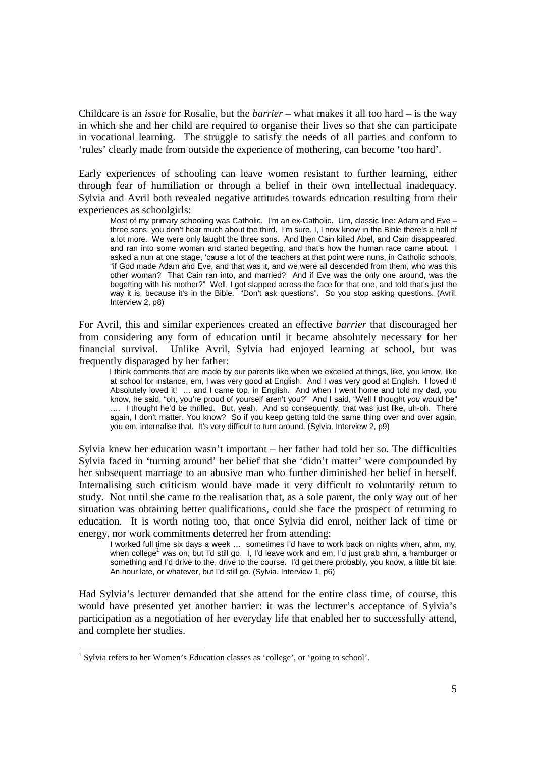Childcare is an *issue* for Rosalie, but the *barrier* – what makes it all too hard – is the way in which she and her child are required to organise their lives so that she can participate in vocational learning. The struggle to satisfy the needs of all parties and conform to 'rules' clearly made from outside the experience of mothering, can become 'too hard'.

Early experiences of schooling can leave women resistant to further learning, either through fear of humiliation or through a belief in their own intellectual inadequacy. Sylvia and Avril both revealed negative attitudes towards education resulting from their experiences as schoolgirls:

> Most of my primary schooling was Catholic. I'm an ex-Catholic. Um, classic line: Adam and Eve – three sons, you don't hear much about the third. I'm sure, I, I now know in the Bible there's a hell of a lot more. We were only taught the three sons. And then Cain killed Abel, and Cain disappeared, and ran into some woman and started begetting, and that's how the human race came about. I asked a nun at one stage, 'cause a lot of the teachers at that point were nuns, in Catholic schools, "if God made Adam and Eve, and that was it, and we were all descended from them, who was this other woman? That Cain ran into, and married? And if Eve was the only one around, was the begetting with his mother?" Well, I got slapped across the face for that one, and told that's just the way it is, because it's in the Bible. "Don't ask questions". So you stop asking questions. (Avril. Interview 2, p8)

For Avril, this and similar experiences created an effective *barrier* that discouraged her from considering any form of education until it became absolutely necessary for her financial survival. Unlike Avril, Sylvia had enjoyed learning at school, but was frequently disparaged by her father:

> I think comments that are made by our parents like when we excelled at things, like, you know, like at school for instance, em, I was very good at English. And I was very good at English. I loved it! Absolutely loved it! … and I came top, in English. And when I went home and told my dad, you know, he said, "oh, you're proud of yourself aren't you?" And I said, "Well I thought *you* would be" …. I thought he'd be thrilled. But, yeah. And so consequently, that was just like, uh-oh. There again, I don't matter. You know? So if you keep getting told the same thing over and over again, you em, internalise that. It's very difficult to turn around. (Sylvia. Interview 2, p9)

Sylvia knew her education wasn't important – her father had told her so. The difficulties Sylvia faced in 'turning around' her belief that she 'didn't matter' were compounded by her subsequent marriage to an abusive man who further diminished her belief in herself. Internalising such criticism would have made it very difficult to voluntarily return to study. Not until she came to the realisation that, as a sole parent, the only way out of her situation was obtaining better qualifications, could she face the prospect of returning to education. It is worth noting too, that once Sylvia did enrol, neither lack of time or energy, nor work commitments deterred her from attending:

> I worked full time six days a week … sometimes I'd have to work back on nights when, ahm, my, when college[1] was on, but I'd still go. I, I'd leave work and em, I'd just grab ahm, a hamburger or something and I'd drive to the, drive to the course. I'd get there probably, you know, a little bit late. An hour late, or whatever, but I'd still go. (Sylvia. Interview 1, p6)

Had Sylvia's lecturer demanded that she attend for the entire class time, of course, this would have presented yet another barrier: it was the lecturer's acceptance of Sylvia's participation as a negotiation of her everyday life that enabled her to successfully attend, and complete her studies.

---

[1] Sylvia refers to her Women's Education classes as 'college', or 'going to school'.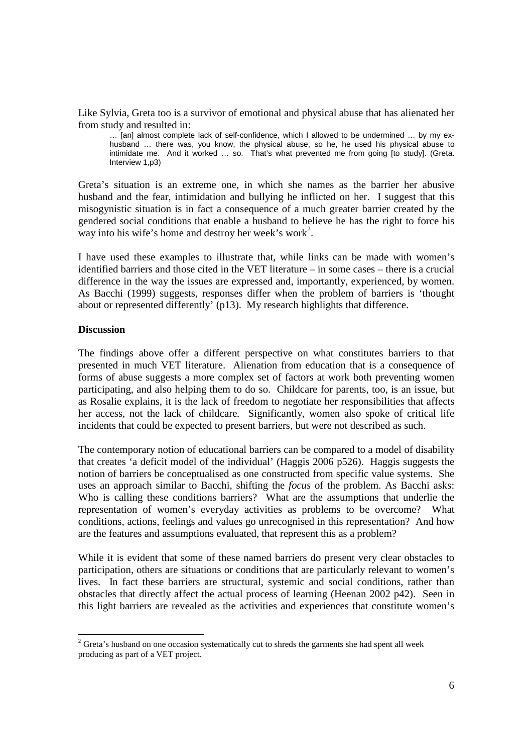Like Sylvia, Greta too is a survivor of emotional and physical abuse that has alienated her from study and resulted in:

> … [an] almost complete lack of self-confidence, which I allowed to be undermined … by my ex-husband … there was, you know, the physical abuse, so he, he used his physical abuse to intimidate me. And it worked … so. That's what prevented me from going [to study]. (Greta. Interview 1,p3)

Greta's situation is an extreme one, in which she names as the barrier her abusive husband and the fear, intimidation and bullying he inflicted on her. I suggest that this misogynistic situation is in fact a consequence of a much greater barrier created by the gendered social conditions that enable a husband to believe he has the right to force his way into his wife's home and destroy her week's work[2].

I have used these examples to illustrate that, while links can be made with women's identified barriers and those cited in the VET literature – in some cases – there is a crucial difference in the way the issues are expressed and, importantly, experienced, by women. As Bacchi (1999) suggests, responses differ when the problem of barriers is 'thought about or represented differently' (p13). My research highlights that difference.

**Discussion**

The findings above offer a different perspective on what constitutes barriers to that presented in much VET literature. Alienation from education that is a consequence of forms of abuse suggests a more complex set of factors at work both preventing women participating, and also helping them to do so. Childcare for parents, too, is an issue, but as Rosalie explains, it is the lack of freedom to negotiate her responsibilities that affects her access, not the lack of childcare. Significantly, women also spoke of critical life incidents that could be expected to present barriers, but were not described as such.

The contemporary notion of educational barriers can be compared to a model of disability that creates 'a deficit model of the individual' (Haggis 2006 p526). Haggis suggests the notion of barriers be conceptualised as one constructed from specific value systems. She uses an approach similar to Bacchi, shifting the *focus* of the problem. As Bacchi asks: Who is calling these conditions barriers? What are the assumptions that underlie the representation of women's everyday activities as problems to be overcome? What conditions, actions, feelings and values go unrecognised in this representation? And how are the features and assumptions evaluated, that represent this as a problem?

While it is evident that some of these named barriers do present very clear obstacles to participation, others are situations or conditions that are particularly relevant to women's lives. In fact these barriers are structural, systemic and social conditions, rather than obstacles that directly affect the actual process of learning (Heenan 2002 p42). Seen in this light barriers are revealed as the activities and experiences that constitute women's

[2] Greta's husband on one occasion systematically cut to shreds the garments she had spent all week producing as part of a VET project.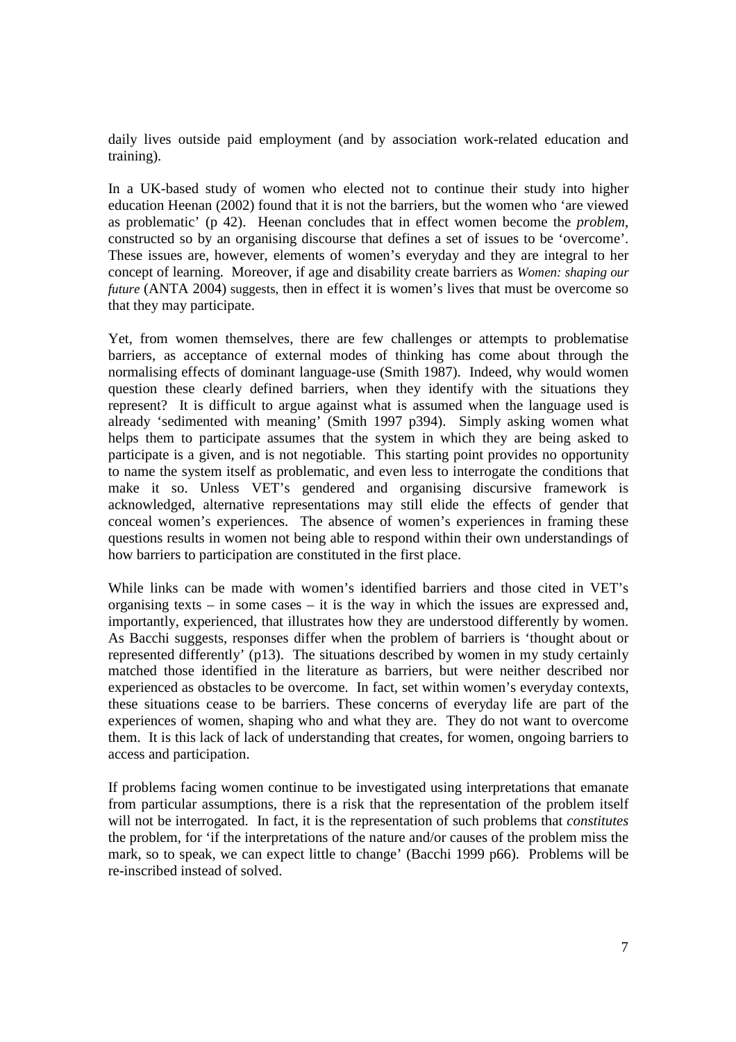daily lives outside paid employment (and by association work-related education and training).

In a UK-based study of women who elected not to continue their study into higher education Heenan (2002) found that it is not the barriers, but the women who 'are viewed as problematic' (p 42). Heenan concludes that in effect women become the *problem*, constructed so by an organising discourse that defines a set of issues to be 'overcome'. These issues are, however, elements of women's everyday and they are integral to her concept of learning. Moreover, if age and disability create barriers as *Women: shaping our future* (ANTA 2004) suggests, then in effect it is women's lives that must be overcome so that they may participate.

Yet, from women themselves, there are few challenges or attempts to problematise barriers, as acceptance of external modes of thinking has come about through the normalising effects of dominant language-use (Smith 1987). Indeed, why would women question these clearly defined barriers, when they identify with the situations they represent? It is difficult to argue against what is assumed when the language used is already 'sedimented with meaning' (Smith 1997 p394). Simply asking women what helps them to participate assumes that the system in which they are being asked to participate is a given, and is not negotiable. This starting point provides no opportunity to name the system itself as problematic, and even less to interrogate the conditions that make it so. Unless VET's gendered and organising discursive framework is acknowledged, alternative representations may still elide the effects of gender that conceal women's experiences. The absence of women's experiences in framing these questions results in women not being able to respond within their own understandings of how barriers to participation are constituted in the first place.

While links can be made with women's identified barriers and those cited in VET's organising texts – in some cases – it is the way in which the issues are expressed and, importantly, experienced, that illustrates how they are understood differently by women. As Bacchi suggests, responses differ when the problem of barriers is 'thought about or represented differently' (p13). The situations described by women in my study certainly matched those identified in the literature as barriers, but were neither described nor experienced as obstacles to be overcome. In fact, set within women's everyday contexts, these situations cease to be barriers. These concerns of everyday life are part of the experiences of women, shaping who and what they are. They do not want to overcome them. It is this lack of lack of understanding that creates, for women, ongoing barriers to access and participation.

If problems facing women continue to be investigated using interpretations that emanate from particular assumptions, there is a risk that the representation of the problem itself will not be interrogated. In fact, it is the representation of such problems that *constitutes* the problem, for 'if the interpretations of the nature and/or causes of the problem miss the mark, so to speak, we can expect little to change' (Bacchi 1999 p66). Problems will be re-inscribed instead of solved.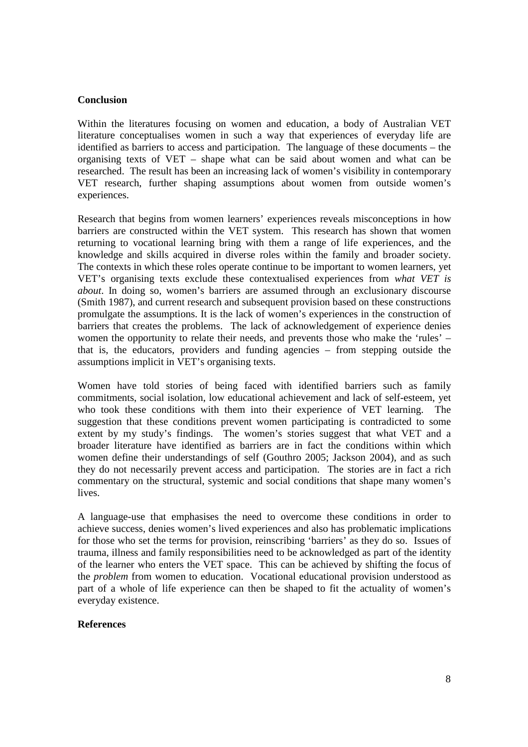## Conclusion

Within the literatures focusing on women and education, a body of Australian VET literature conceptualises women in such a way that experiences of everyday life are identified as barriers to access and participation. The language of these documents – the organising texts of VET – shape what can be said about women and what can be researched. The result has been an increasing lack of women's visibility in contemporary VET research, further shaping assumptions about women from outside women's experiences.

Research that begins from women learners' experiences reveals misconceptions in how barriers are constructed within the VET system. This research has shown that women returning to vocational learning bring with them a range of life experiences, and the knowledge and skills acquired in diverse roles within the family and broader society. The contexts in which these roles operate continue to be important to women learners, yet VET's organising texts exclude these contextualised experiences from *what VET is about*. In doing so, women's barriers are assumed through an exclusionary discourse (Smith 1987), and current research and subsequent provision based on these constructions promulgate the assumptions. It is the lack of women's experiences in the construction of barriers that creates the problems. The lack of acknowledgement of experience denies women the opportunity to relate their needs, and prevents those who make the 'rules' – that is, the educators, providers and funding agencies – from stepping outside the assumptions implicit in VET's organising texts.

Women have told stories of being faced with identified barriers such as family commitments, social isolation, low educational achievement and lack of self-esteem, yet who took these conditions with them into their experience of VET learning. The suggestion that these conditions prevent women participating is contradicted to some extent by my study's findings. The women's stories suggest that what VET and a broader literature have identified as barriers are in fact the conditions within which women define their understandings of self (Gouthro 2005; Jackson 2004), and as such they do not necessarily prevent access and participation. The stories are in fact a rich commentary on the structural, systemic and social conditions that shape many women's lives.

A language-use that emphasises the need to overcome these conditions in order to achieve success, denies women's lived experiences and also has problematic implications for those who set the terms for provision, reinscribing 'barriers' as they do so. Issues of trauma, illness and family responsibilities need to be acknowledged as part of the identity of the learner who enters the VET space. This can be achieved by shifting the focus of the *problem* from women to education. Vocational educational provision understood as part of a whole of life experience can then be shaped to fit the actuality of women's everyday existence.

## References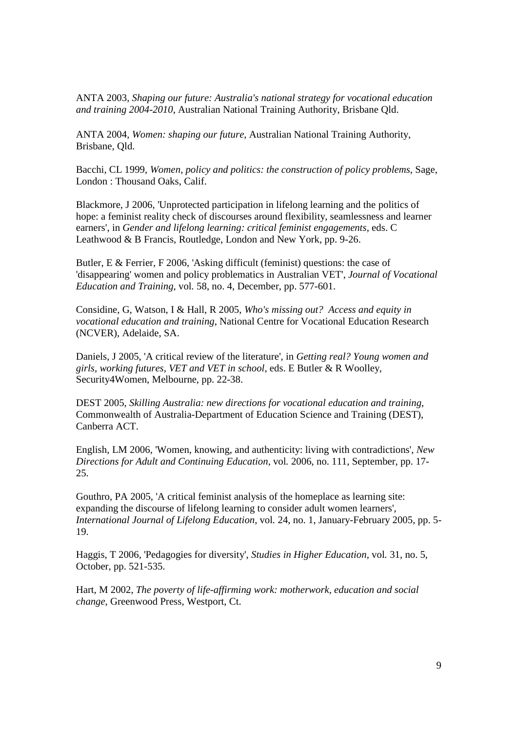ANTA 2003, *Shaping our future: Australia's national strategy for vocational education and training 2004-2010*, Australian National Training Authority, Brisbane Qld.

ANTA 2004, *Women: shaping our future*, Australian National Training Authority, Brisbane, Qld.

Bacchi, CL 1999, *Women, policy and politics: the construction of policy problems*, Sage, London : Thousand Oaks, Calif.

Blackmore, J 2006, 'Unprotected participation in lifelong learning and the politics of hope: a feminist reality check of discourses around flexibility, seamlessness and learner earners', in *Gender and lifelong learning: critical feminist engagements*, eds. C Leathwood & B Francis, Routledge, London and New York, pp. 9-26.

Butler, E & Ferrier, F 2006, 'Asking difficult (feminist) questions: the case of 'disappearing' women and policy problematics in Australian VET', *Journal of Vocational Education and Training*, vol. 58, no. 4, December, pp. 577-601.

Considine, G, Watson, I & Hall, R 2005, *Who's missing out? Access and equity in vocational education and training*, National Centre for Vocational Education Research (NCVER), Adelaide, SA.

Daniels, J 2005, 'A critical review of the literature', in *Getting real? Young women and girls, working futures, VET and VET in school*, eds. E Butler & R Woolley, Security4Women, Melbourne, pp. 22-38.

DEST 2005, *Skilling Australia: new directions for vocational education and training*, Commonwealth of Australia-Department of Education Science and Training (DEST), Canberra ACT.

English, LM 2006, 'Women, knowing, and authenticity: living with contradictions', *New Directions for Adult and Continuing Education*, vol. 2006, no. 111, September, pp. 17-25.

Gouthro, PA 2005, 'A critical feminist analysis of the homeplace as learning site: expanding the discourse of lifelong learning to consider adult women learners', *International Journal of Lifelong Education*, vol. 24, no. 1, January-February 2005, pp. 5-19.

Haggis, T 2006, 'Pedagogies for diversity', *Studies in Higher Education*, vol. 31, no. 5, October, pp. 521-535.

Hart, M 2002, *The poverty of life-affirming work: motherwork, education and social change*, Greenwood Press, Westport, Ct.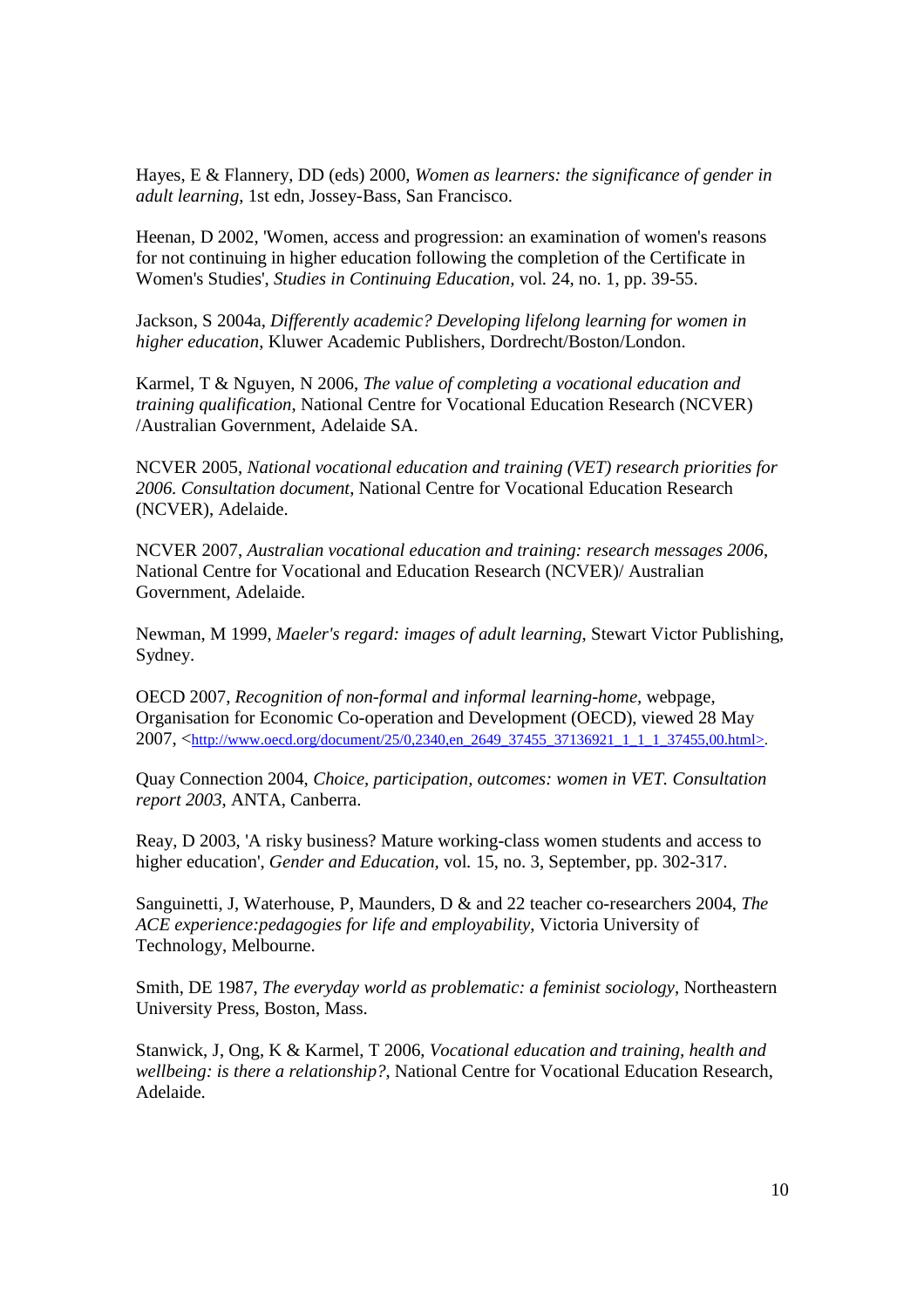Hayes, E & Flannery, DD (eds) 2000, *Women as learners: the significance of gender in adult learning*, 1st edn, Jossey-Bass, San Francisco.

Heenan, D 2002, 'Women, access and progression: an examination of women's reasons for not continuing in higher education following the completion of the Certificate in Women's Studies', *Studies in Continuing Education,* vol. 24, no. 1, pp. 39-55.

Jackson, S 2004a, *Differently academic? Developing lifelong learning for women in higher education*, Kluwer Academic Publishers, Dordrecht/Boston/London.

Karmel, T & Nguyen, N 2006, *The value of completing a vocational education and training qualification*, National Centre for Vocational Education Research (NCVER) /Australian Government, Adelaide SA.

NCVER 2005, *National vocational education and training (VET) research priorities for 2006. Consultation document*, National Centre for Vocational Education Research (NCVER), Adelaide.

NCVER 2007, *Australian vocational education and training: research messages 2006*, National Centre for Vocational and Education Research (NCVER)/ Australian Government, Adelaide.

Newman, M 1999, *Maeler's regard: images of adult learning*, Stewart Victor Publishing, Sydney.

OECD 2007, *Recognition of non-formal and informal learning-home,* webpage, Organisation for Economic Co-operation and Development (OECD), viewed 28 May 2007, <http://www.oecd.org/document/25/0,2340,en_2649_37455_37136921_1_1_1_37455,00.html>.

Quay Connection 2004, *Choice, participation, outcomes: women in VET. Consultation report 2003*, ANTA, Canberra.

Reay, D 2003, 'A risky business? Mature working-class women students and access to higher education', *Gender and Education,* vol. 15, no. 3, September, pp. 302-317.

Sanguinetti, J, Waterhouse, P, Maunders, D & and 22 teacher co-researchers 2004, *The ACE experience:pedagogies for life and employability*, Victoria University of Technology, Melbourne.

Smith, DE 1987, *The everyday world as problematic: a feminist sociology*, Northeastern University Press, Boston, Mass.

Stanwick, J, Ong, K & Karmel, T 2006, *Vocational education and training, health and wellbeing: is there a relationship?*, National Centre for Vocational Education Research, Adelaide.